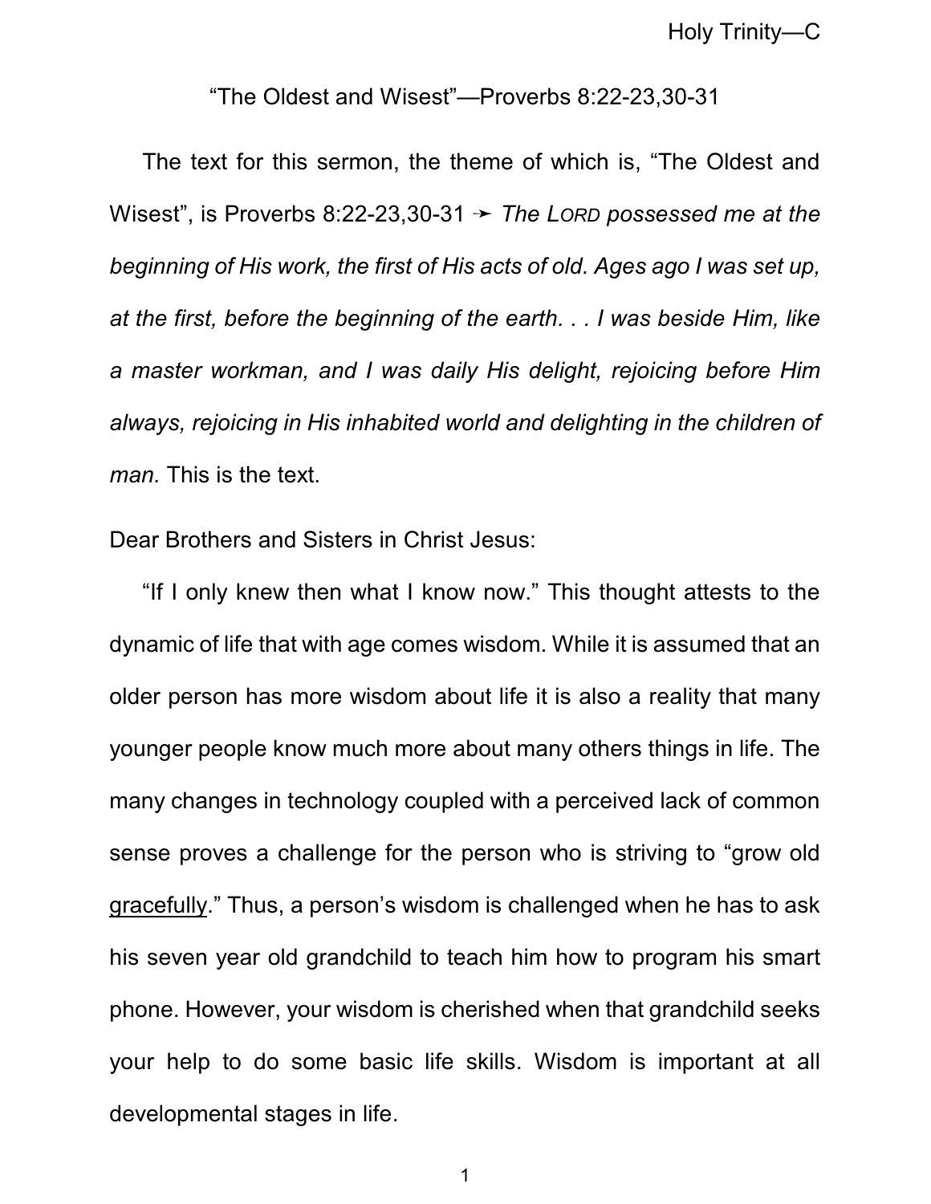“The Oldest and Wisest”—Proverbs 8:22-23,30-31

The text for this sermon, the theme of which is, “The Oldest and Wisest”, is Proverbs 8:22-23,30-31 ➛ *The LORD possessed me at the beginning of His work, the first of His acts of old. Ages ago I was set up, at the first, before the beginning of the earth. . . I was beside Him, like a master workman, and I was daily His delight, rejoicing before Him always, rejoicing in His inhabited world and delighting in the children of man.* This is the text.

Dear Brothers and Sisters in Christ Jesus:

“If I only knew then what I know now.” This thought attests to the dynamic of life that with age comes wisdom. While it is assumed that an older person has more wisdom about life it is also a reality that many younger people know much more about many others things in life. The many changes in technology coupled with a perceived lack of common sense proves a challenge for the person who is striving to “grow old <u>gracefully</u>.” Thus, a person’s wisdom is challenged when he has to ask his seven year old grandchild to teach him how to program his smart phone. However, your wisdom is cherished when that grandchild seeks your help to do some basic life skills. Wisdom is important at all developmental stages in life.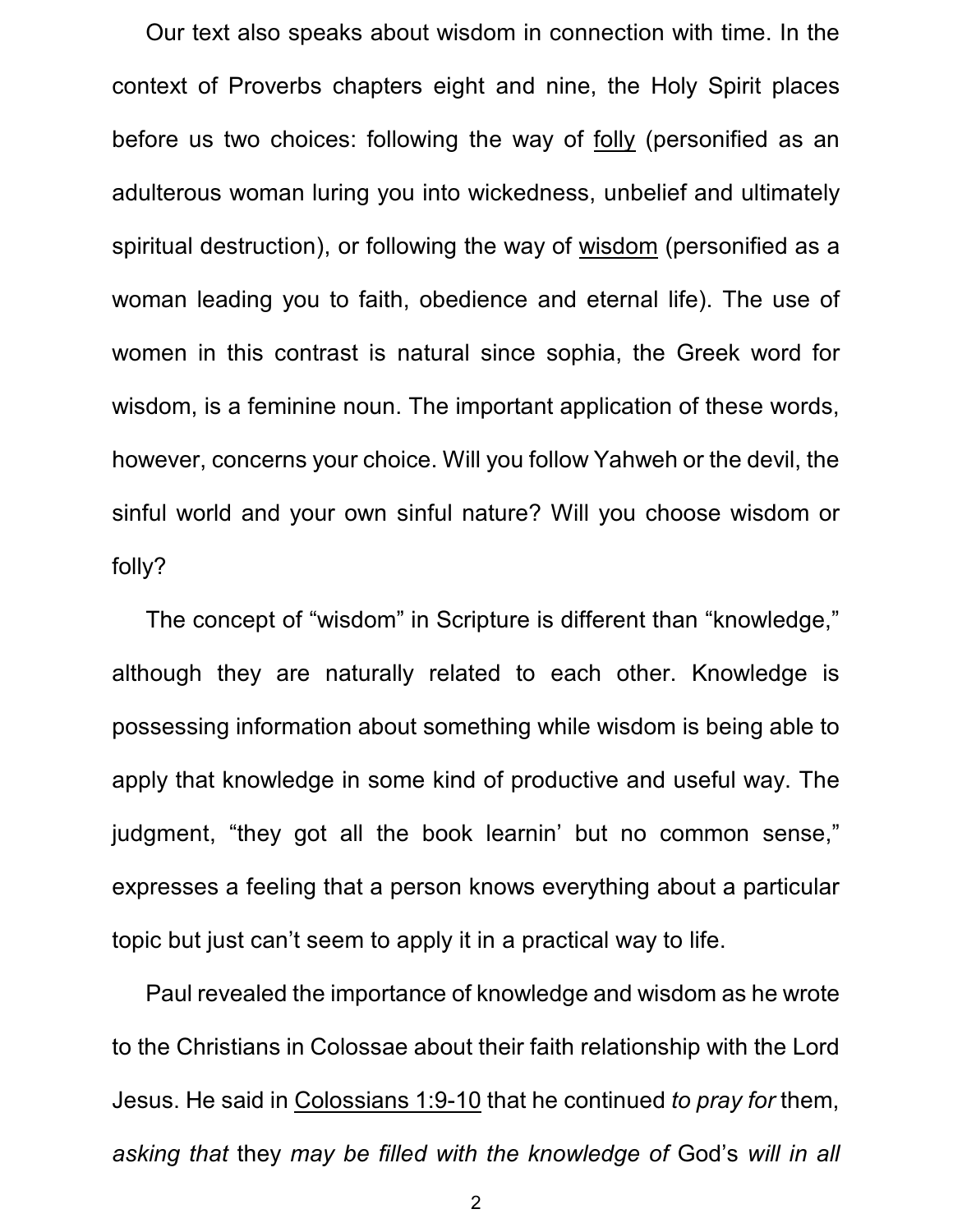Our text also speaks about wisdom in connection with time. In the context of Proverbs chapters eight and nine, the Holy Spirit places before us two choices: following the way of <u>folly</u> (personified as an adulterous woman luring you into wickedness, unbelief and ultimately spiritual destruction), or following the way of <u>wisdom</u> (personified as a woman leading you to faith, obedience and eternal life). The use of women in this contrast is natural since sophia, the Greek word for wisdom, is a feminine noun. The important application of these words, however, concerns your choice. Will you follow Yahweh or the devil, the sinful world and your own sinful nature? Will you choose wisdom or folly?

The concept of "wisdom" in Scripture is different than "knowledge," although they are naturally related to each other. Knowledge is possessing information about something while wisdom is being able to apply that knowledge in some kind of productive and useful way. The judgment, "they got all the book learnin' but no common sense," expresses a feeling that a person knows everything about a particular topic but just can't seem to apply it in a practical way to life.

Paul revealed the importance of knowledge and wisdom as he wrote to the Christians in Colossae about their faith relationship with the Lord Jesus. He said in <u>Colossians 1:9-10</u> that he continued *to pray for* them, *asking that* they *may be filled with the knowledge of* God's *will in all*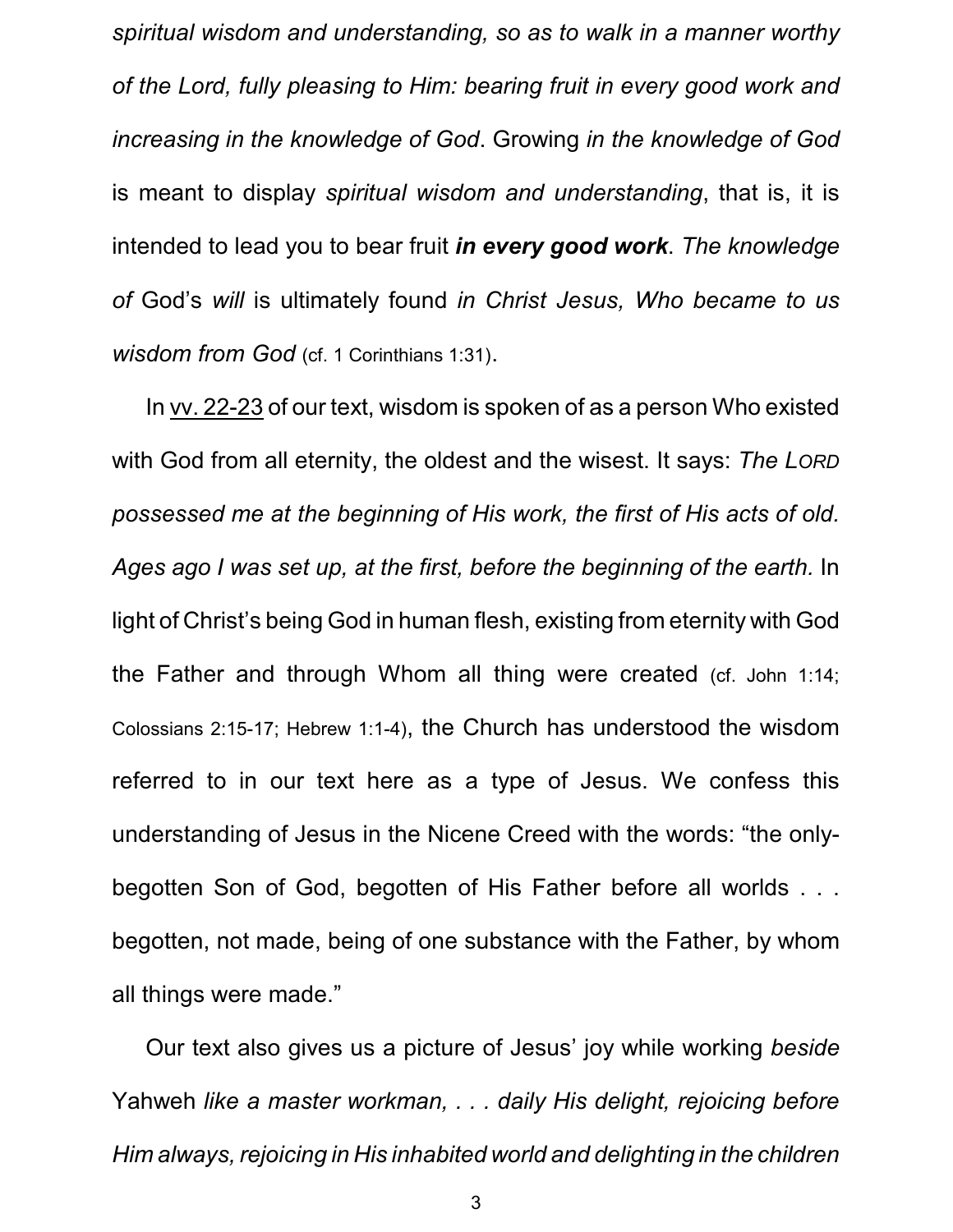*spiritual wisdom and understanding, so as to walk in a manner worthy of the Lord, fully pleasing to Him: bearing fruit in every good work and increasing in the knowledge of God*. Growing *in the knowledge of God* is meant to display *spiritual wisdom and understanding*, that is, it is intended to lead you to bear fruit ***in every good work***. *The knowledge of* God's *will* is ultimately found *in Christ Jesus, Who became to us wisdom from God* (cf. 1 Corinthians 1:31).

In vv. 22-23 of our text, wisdom is spoken of as a person Who existed with God from all eternity, the oldest and the wisest. It says: *The LORD possessed me at the beginning of His work, the first of His acts of old. Ages ago I was set up, at the first, before the beginning of the earth.* In light of Christ's being God in human flesh, existing from eternity with God the Father and through Whom all thing were created (cf. John 1:14; Colossians 2:15-17; Hebrew 1:1-4), the Church has understood the wisdom referred to in our text here as a type of Jesus. We confess this understanding of Jesus in the Nicene Creed with the words: "the only-begotten Son of God, begotten of His Father before all worlds . . . begotten, not made, being of one substance with the Father, by whom all things were made."

Our text also gives us a picture of Jesus' joy while working *beside* Yahweh *like a master workman, . . . daily His delight, rejoicing before Him always, rejoicing in His inhabited world and delighting in the children*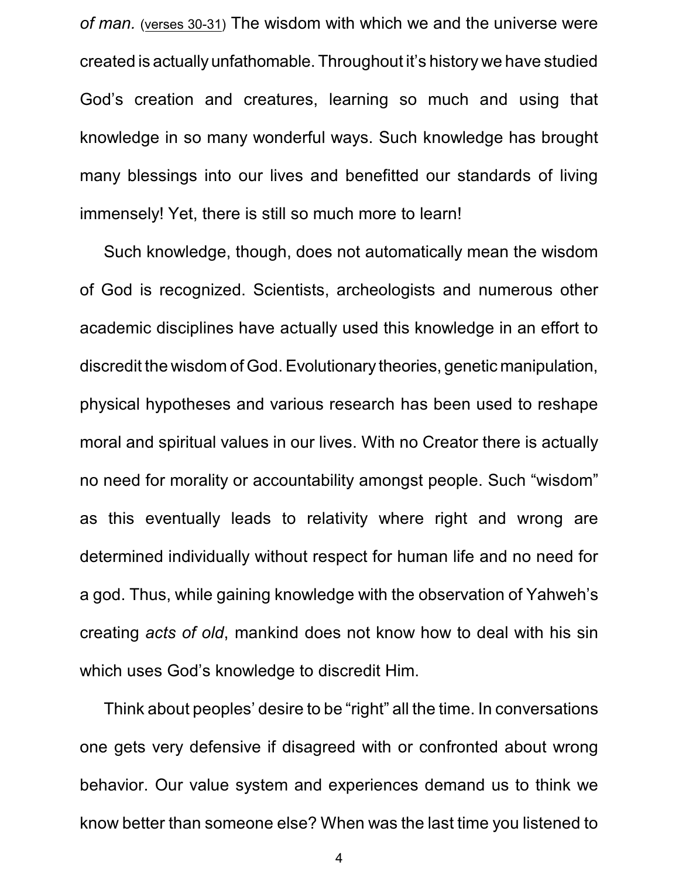*of man.* (verses 30-31) The wisdom with which we and the universe were created is actually unfathomable. Throughout it's history we have studied God's creation and creatures, learning so much and using that knowledge in so many wonderful ways. Such knowledge has brought many blessings into our lives and benefitted our standards of living immensely! Yet, there is still so much more to learn!

Such knowledge, though, does not automatically mean the wisdom of God is recognized. Scientists, archeologists and numerous other academic disciplines have actually used this knowledge in an effort to discredit the wisdom of God. Evolutionary theories, genetic manipulation, physical hypotheses and various research has been used to reshape moral and spiritual values in our lives. With no Creator there is actually no need for morality or accountability amongst people. Such "wisdom" as this eventually leads to relativity where right and wrong are determined individually without respect for human life and no need for a god. Thus, while gaining knowledge with the observation of Yahweh's creating *acts of old*, mankind does not know how to deal with his sin which uses God's knowledge to discredit Him.

Think about peoples' desire to be "right" all the time. In conversations one gets very defensive if disagreed with or confronted about wrong behavior. Our value system and experiences demand us to think we know better than someone else? When was the last time you listened to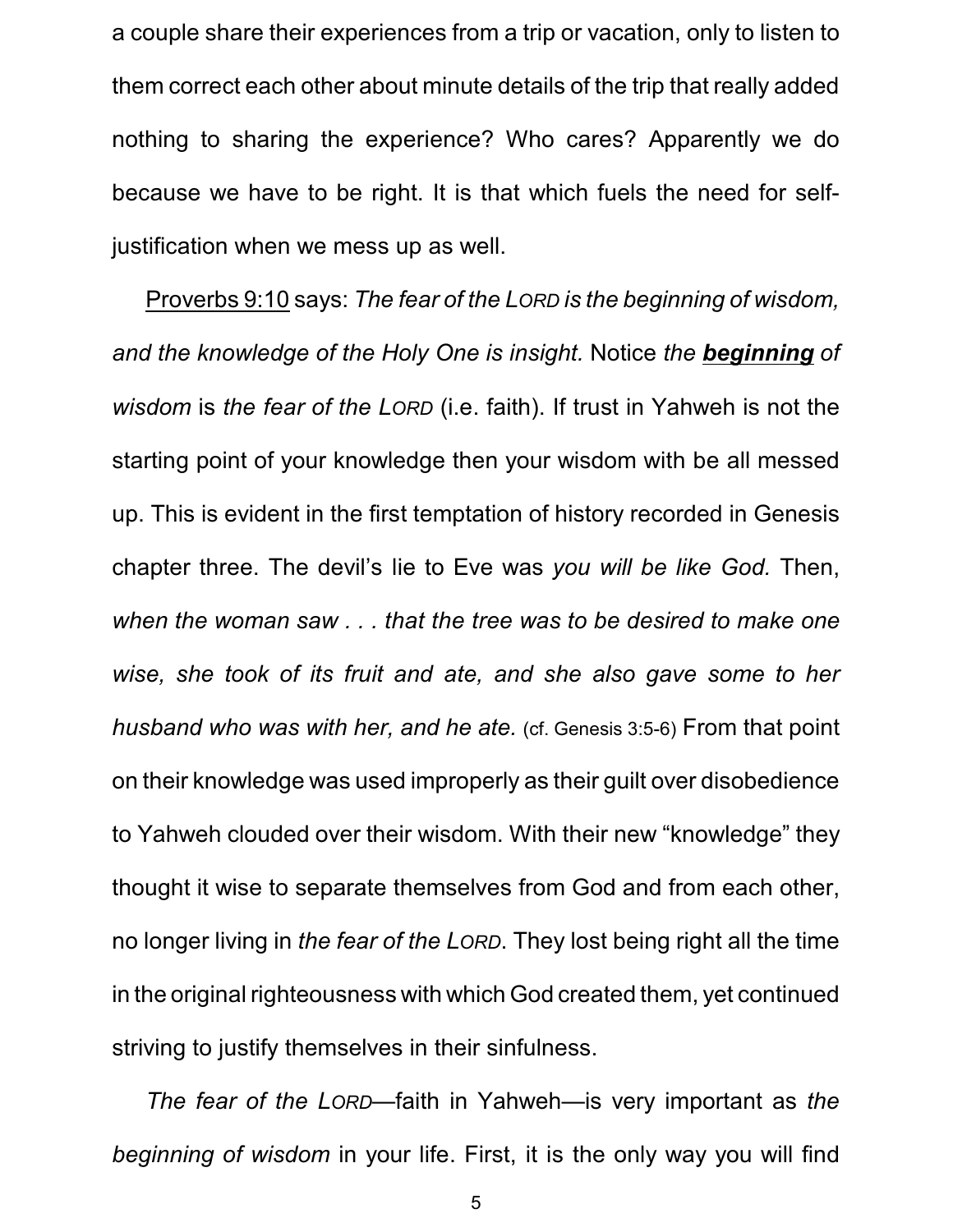a couple share their experiences from a trip or vacation, only to listen to them correct each other about minute details of the trip that really added nothing to sharing the experience? Who cares? Apparently we do because we have to be right. It is that which fuels the need for self-justification when we mess up as well.

Proverbs 9:10 says: *The fear of the LORD is the beginning of wisdom, and the knowledge of the Holy One is insight.* Notice *the* ***beginning*** *of wisdom* is *the fear of the LORD* (i.e. faith). If trust in Yahweh is not the starting point of your knowledge then your wisdom with be all messed up. This is evident in the first temptation of history recorded in Genesis chapter three. The devil's lie to Eve was *you will be like God.* Then, *when the woman saw . . . that the tree was to be desired to make one wise, she took of its fruit and ate, and she also gave some to her husband who was with her, and he ate.* (cf. Genesis 3:5-6) From that point on their knowledge was used improperly as their guilt over disobedience to Yahweh clouded over their wisdom. With their new "knowledge" they thought it wise to separate themselves from God and from each other, no longer living in *the fear of the LORD*. They lost being right all the time in the original righteousness with which God created them, yet continued striving to justify themselves in their sinfulness.

*The fear of the LORD*—faith in Yahweh—is very important as *the beginning of wisdom* in your life. First, it is the only way you will find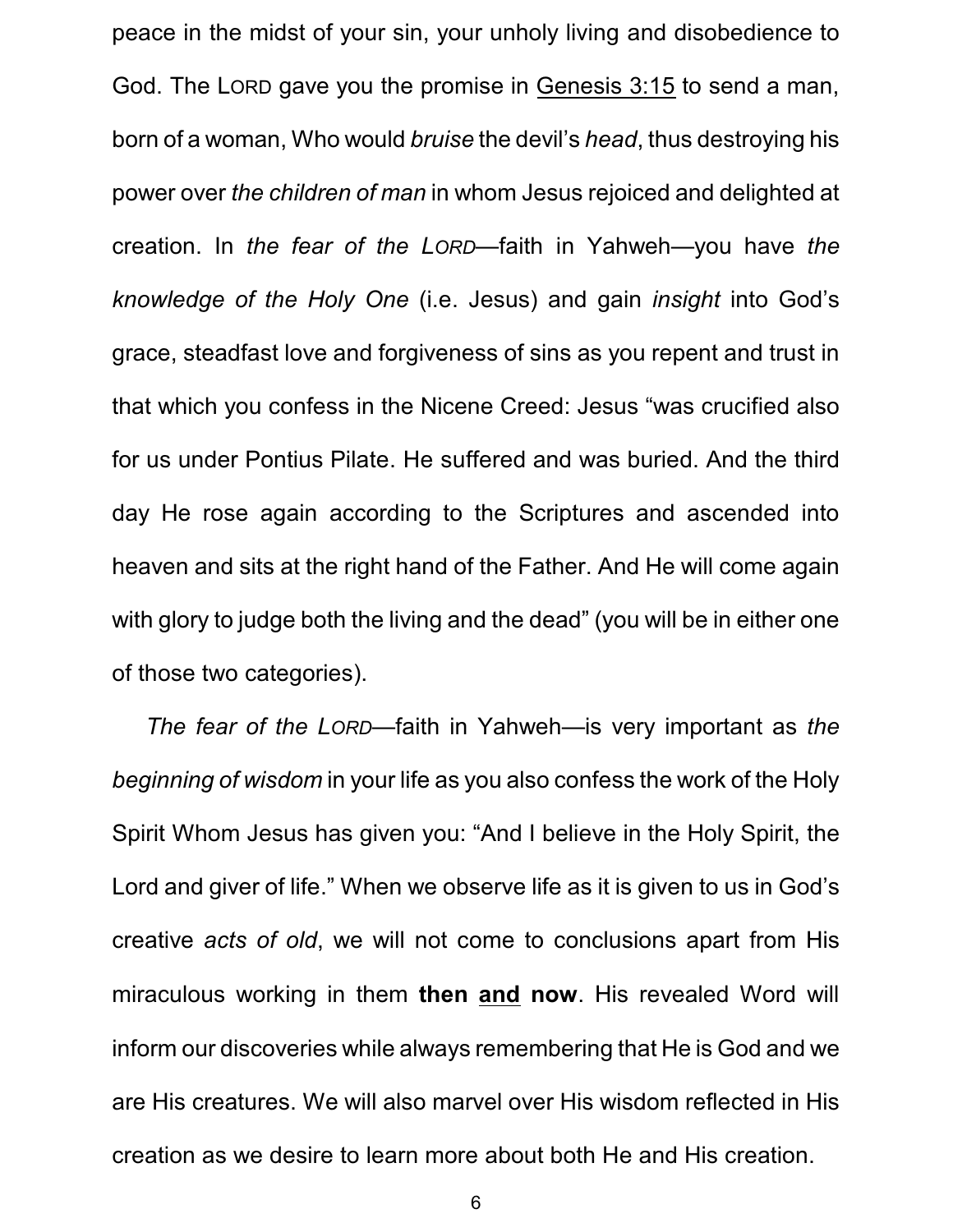peace in the midst of your sin, your unholy living and disobedience to God. The LORD gave you the promise in Genesis 3:15 to send a man, born of a woman, Who would *bruise* the devil's *head*, thus destroying his power over *the children of man* in whom Jesus rejoiced and delighted at creation. In *the fear of the LORD*—faith in Yahweh—you have *the knowledge of the Holy One* (i.e. Jesus) and gain *insight* into God's grace, steadfast love and forgiveness of sins as you repent and trust in that which you confess in the Nicene Creed: Jesus "was crucified also for us under Pontius Pilate. He suffered and was buried. And the third day He rose again according to the Scriptures and ascended into heaven and sits at the right hand of the Father. And He will come again with glory to judge both the living and the dead" (you will be in either one of those two categories).

*The fear of the LORD*—faith in Yahweh—is very important as *the beginning of wisdom* in your life as you also confess the work of the Holy Spirit Whom Jesus has given you: "And I believe in the Holy Spirit, the Lord and giver of life." When we observe life as it is given to us in God's creative *acts of old*, we will not come to conclusions apart from His miraculous working in them **then <u>and</u> now**. His revealed Word will inform our discoveries while always remembering that He is God and we are His creatures. We will also marvel over His wisdom reflected in His creation as we desire to learn more about both He and His creation.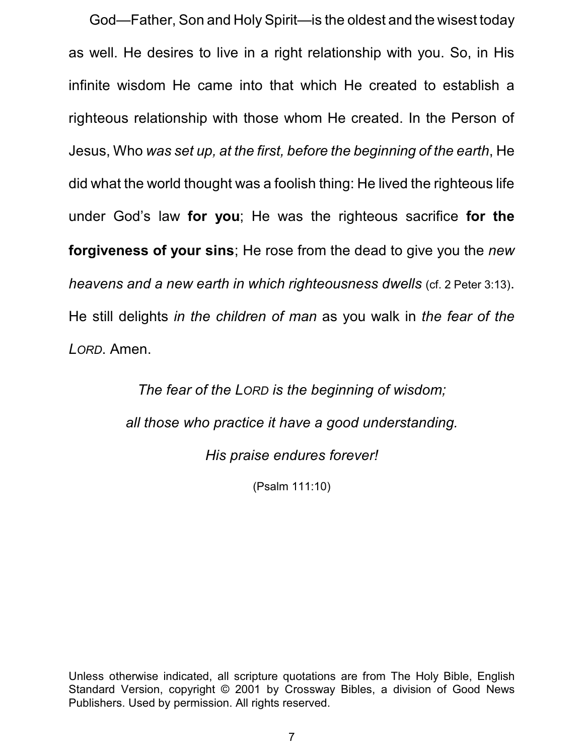God—Father, Son and Holy Spirit—is the oldest and the wisest today as well. He desires to live in a right relationship with you. So, in His infinite wisdom He came into that which He created to establish a righteous relationship with those whom He created. In the Person of Jesus, Who *was set up, at the first, before the beginning of the earth*, He did what the world thought was a foolish thing: He lived the righteous life under God's law **for you**; He was the righteous sacrifice **for the forgiveness of your sins**; He rose from the dead to give you the *new heavens and a new earth in which righteousness dwells* (cf. 2 Peter 3:13). He still delights *in the children of man* as you walk in *the fear of the LORD*. Amen.

*The fear of the LORD is the beginning of wisdom;*

*all those who practice it have a good understanding.*

*His praise endures forever!*

(Psalm 111:10)

Unless otherwise indicated, all scripture quotations are from The Holy Bible, English Standard Version, copyright © 2001 by Crossway Bibles, a division of Good News Publishers. Used by permission. All rights reserved.